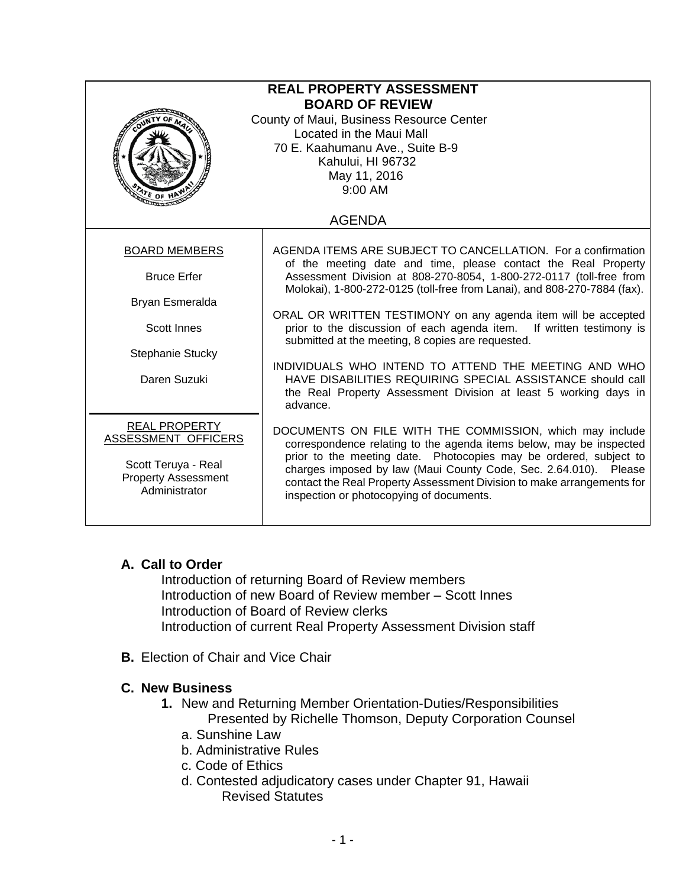# REAL PROPERTY ASSESSMENT
# BOARD OF REVIEW

County of Maui, Business Resource Center
Located in the Maui Mall
70 E. Kaahumanu Ave., Suite B-9
Kahului, HI 96732
May 11, 2016
9:00 AM

AGENDA

**BOARD MEMBERS**

Bruce Erfer

Bryan Esmeralda

Scott Innes

Stephanie Stucky

Daren Suzuki

**REAL PROPERTY ASSESSMENT OFFICERS**

Scott Teruya - Real Property Assessment Administrator

AGENDA ITEMS ARE SUBJECT TO CANCELLATION. For a confirmation of the meeting date and time, please contact the Real Property Assessment Division at 808-270-8054, 1-800-272-0117 (toll-free from Molokai), 1-800-272-0125 (toll-free from Lanai), and 808-270-7884 (fax).

ORAL OR WRITTEN TESTIMONY on any agenda item will be accepted prior to the discussion of each agenda item. If written testimony is submitted at the meeting, 8 copies are requested.

INDIVIDUALS WHO INTEND TO ATTEND THE MEETING AND WHO HAVE DISABILITIES REQUIRING SPECIAL ASSISTANCE should call the Real Property Assessment Division at least 5 working days in advance.

DOCUMENTS ON FILE WITH THE COMMISSION, which may include correspondence relating to the agenda items below, may be inspected prior to the meeting date. Photocopies may be ordered, subject to charges imposed by law (Maui County Code, Sec. 2.64.010). Please contact the Real Property Assessment Division to make arrangements for inspection or photocopying of documents.

**A. Call to Order**

Introduction of returning Board of Review members
Introduction of new Board of Review member – Scott Innes
Introduction of Board of Review clerks
Introduction of current Real Property Assessment Division staff

**B.** Election of Chair and Vice Chair

**C. New Business**

**1.** New and Returning Member Orientation-Duties/Responsibilities
Presented by Richelle Thomson, Deputy Corporation Counsel

a. Sunshine Law
b. Administrative Rules
c. Code of Ethics
d. Contested adjudicatory cases under Chapter 91, Hawaii Revised Statutes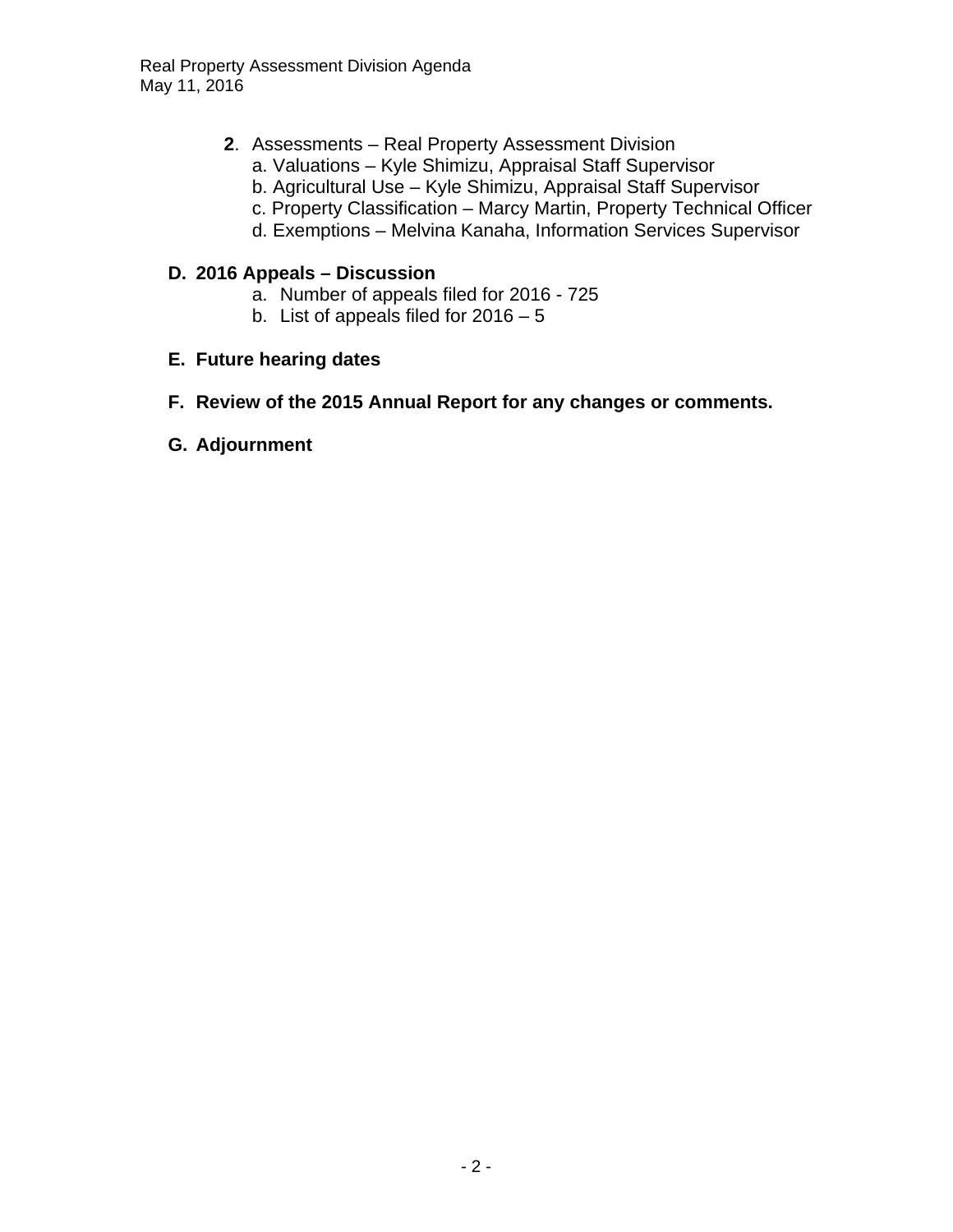**2**. Assessments – Real Property Assessment Division
   a. Valuations – Kyle Shimizu, Appraisal Staff Supervisor
   b. Agricultural Use – Kyle Shimizu, Appraisal Staff Supervisor
   c. Property Classification – Marcy Martin, Property Technical Officer
   d. Exemptions – Melvina Kanaha, Information Services Supervisor

**D. 2016 Appeals – Discussion**

a. Number of appeals filed for 2016 - 725
b. List of appeals filed for 2016 – 5

**E. Future hearing dates**

**F. Review of the 2015 Annual Report for any changes or comments.**

**G. Adjournment**